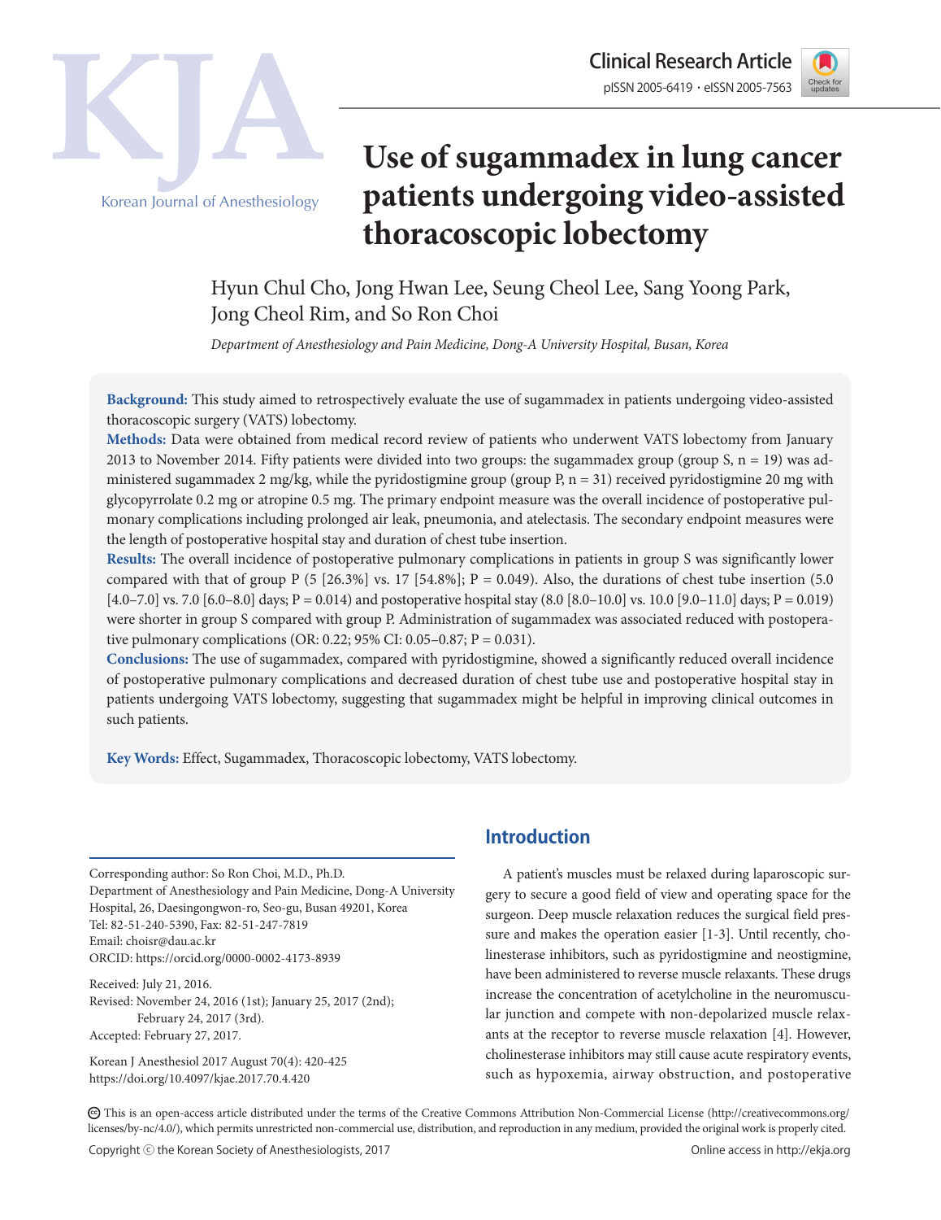Clinical Research Article

# Use of sugammadex in lung cancer patients undergoing video-assisted thoracoscopic lobectomy

Hyun Chul Cho, Jong Hwan Lee, Seung Cheol Lee, Sang Yoong Park, Jong Cheol Rim, and So Ron Choi

*Department of Anesthesiology and Pain Medicine, Dong-A University Hospital, Busan, Korea*

**Background:** This study aimed to retrospectively evaluate the use of sugammadex in patients undergoing video-assisted thoracoscopic surgery (VATS) lobectomy.

**Methods:** Data were obtained from medical record review of patients who underwent VATS lobectomy from January 2013 to November 2014. Fifty patients were divided into two groups: the sugammadex group (group S, n = 19) was administered sugammadex 2 mg/kg, while the pyridostigmine group (group P, n = 31) received pyridostigmine 20 mg with glycopyrrolate 0.2 mg or atropine 0.5 mg. The primary endpoint measure was the overall incidence of postoperative pulmonary complications including prolonged air leak, pneumonia, and atelectasis. The secondary endpoint measures were the length of postoperative hospital stay and duration of chest tube insertion.

**Results:** The overall incidence of postoperative pulmonary complications in patients in group S was significantly lower compared with that of group P (5 [26.3%] vs. 17 [54.8%]; P = 0.049). Also, the durations of chest tube insertion (5.0 [4.0–7.0] vs. 7.0 [6.0–8.0] days; P = 0.014) and postoperative hospital stay (8.0 [8.0–10.0] vs. 10.0 [9.0–11.0] days; P = 0.019) were shorter in group S compared with group P. Administration of sugammadex was associated reduced with postoperative pulmonary complications (OR: 0.22; 95% CI: 0.05–0.87; P = 0.031).

**Conclusions:** The use of sugammadex, compared with pyridostigmine, showed a significantly reduced overall incidence of postoperative pulmonary complications and decreased duration of chest tube use and postoperative hospital stay in patients undergoing VATS lobectomy, suggesting that sugammadex might be helpful in improving clinical outcomes in such patients.

**Key Words:** Effect, Sugammadex, Thoracoscopic lobectomy, VATS lobectomy.

## Introduction

A patient's muscles must be relaxed during laparoscopic surgery to secure a good field of view and operating space for the surgeon. Deep muscle relaxation reduces the surgical field pressure and makes the operation easier [1-3]. Until recently, cholinesterase inhibitors, such as pyridostigmine and neostigmine, have been administered to reverse muscle relaxants. These drugs increase the concentration of acetylcholine in the neuromuscular junction and compete with non-depolarized muscle relaxants at the receptor to reverse muscle relaxation [4]. However, cholinesterase inhibitors may still cause acute respiratory events, such as hypoxemia, airway obstruction, and postoperative

Corresponding author: So Ron Choi, M.D., Ph.D.
Department of Anesthesiology and Pain Medicine, Dong-A University Hospital, 26, Daesingongwon-ro, Seo-gu, Busan 49201, Korea
Tel: 82-51-240-5390, Fax: 82-51-247-7819
Email: choisr@dau.ac.kr
ORCID: https://orcid.org/0000-0002-4173-8939

Received: July 21, 2016.
Revised: November 24, 2016 (1st); January 25, 2017 (2nd); February 24, 2017 (3rd).
Accepted: February 27, 2017.

Korean J Anesthesiol 2017 August 70(4): 420-425
https://doi.org/10.4097/kjae.2017.70.4.420

This is an open-access article distributed under the terms of the Creative Commons Attribution Non-Commercial License (http://creativecommons.org/licenses/by-nc/4.0/), which permits unrestricted non-commercial use, distribution, and reproduction in any medium, provided the original work is properly cited.

Copyright © the Korean Society of Anesthesiologists, 2017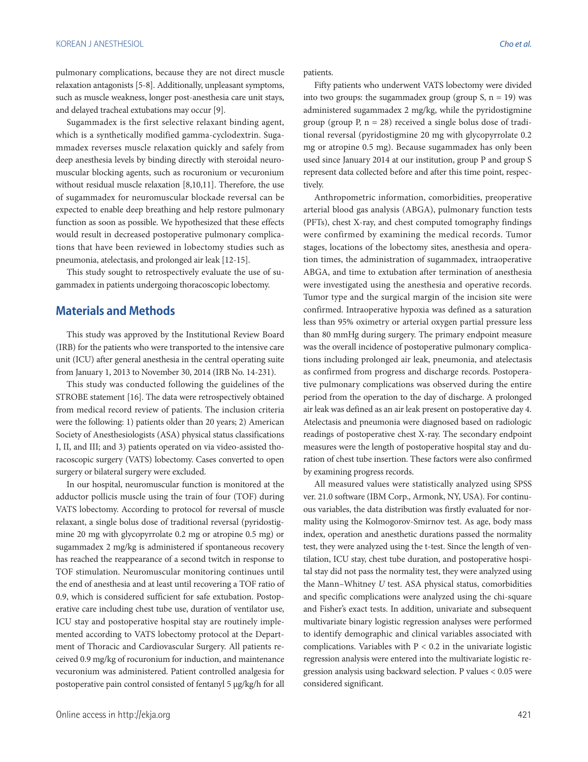pulmonary complications, because they are not direct muscle relaxation antagonists [5-8]. Additionally, unpleasant symptoms, such as muscle weakness, longer post-anesthesia care unit stays, and delayed tracheal extubations may occur [9].

Sugammadex is the first selective relaxant binding agent, which is a synthetically modified gamma-cyclodextrin. Sugammadex reverses muscle relaxation quickly and safely from deep anesthesia levels by binding directly with steroidal neuromuscular blocking agents, such as rocuronium or vecuronium without residual muscle relaxation [8,10,11]. Therefore, the use of sugammadex for neuromuscular blockade reversal can be expected to enable deep breathing and help restore pulmonary function as soon as possible. We hypothesized that these effects would result in decreased postoperative pulmonary complications that have been reviewed in lobectomy studies such as pneumonia, atelectasis, and prolonged air leak [12-15].

This study sought to retrospectively evaluate the use of sugammadex in patients undergoing thoracoscopic lobectomy.

## Materials and Methods

This study was approved by the Institutional Review Board (IRB) for the patients who were transported to the intensive care unit (ICU) after general anesthesia in the central operating suite from January 1, 2013 to November 30, 2014 (IRB No. 14-231).

This study was conducted following the guidelines of the STROBE statement [16]. The data were retrospectively obtained from medical record review of patients. The inclusion criteria were the following: 1) patients older than 20 years; 2) American Society of Anesthesiologists (ASA) physical status classifications I, II, and III; and 3) patients operated on via video-assisted thoracoscopic surgery (VATS) lobectomy. Cases converted to open surgery or bilateral surgery were excluded.

In our hospital, neuromuscular function is monitored at the adductor pollicis muscle using the train of four (TOF) during VATS lobectomy. According to protocol for reversal of muscle relaxant, a single bolus dose of traditional reversal (pyridostigmine 20 mg with glycopyrrolate 0.2 mg or atropine 0.5 mg) or sugammadex 2 mg/kg is administered if spontaneous recovery has reached the reappearance of a second twitch in response to TOF stimulation. Neuromuscular monitoring continues until the end of anesthesia and at least until recovering a TOF ratio of 0.9, which is considered sufficient for safe extubation. Postoperative care including chest tube use, duration of ventilator use, ICU stay and postoperative hospital stay are routinely implemented according to VATS lobectomy protocol at the Department of Thoracic and Cardiovascular Surgery. All patients received 0.9 mg/kg of rocuronium for induction, and maintenance vecuronium was administered. Patient controlled analgesia for postoperative pain control consisted of fentanyl 5 μg/kg/h for all patients.

Fifty patients who underwent VATS lobectomy were divided into two groups: the sugammadex group (group S, n = 19) was administered sugammadex 2 mg/kg, while the pyridostigmine group (group P, n = 28) received a single bolus dose of traditional reversal (pyridostigmine 20 mg with glycopyrrolate 0.2 mg or atropine 0.5 mg). Because sugammadex has only been used since January 2014 at our institution, group P and group S represent data collected before and after this time point, respectively.

Anthropometric information, comorbidities, preoperative arterial blood gas analysis (ABGA), pulmonary function tests (PFTs), chest X-ray, and chest computed tomography findings were confirmed by examining the medical records. Tumor stages, locations of the lobectomy sites, anesthesia and operation times, the administration of sugammadex, intraoperative ABGA, and time to extubation after termination of anesthesia were investigated using the anesthesia and operative records. Tumor type and the surgical margin of the incision site were confirmed. Intraoperative hypoxia was defined as a saturation less than 95% oximetry or arterial oxygen partial pressure less than 80 mmHg during surgery. The primary endpoint measure was the overall incidence of postoperative pulmonary complications including prolonged air leak, pneumonia, and atelectasis as confirmed from progress and discharge records. Postoperative pulmonary complications was observed during the entire period from the operation to the day of discharge. A prolonged air leak was defined as an air leak present on postoperative day 4. Atelectasis and pneumonia were diagnosed based on radiologic readings of postoperative chest X-ray. The secondary endpoint measures were the length of postoperative hospital stay and duration of chest tube insertion. These factors were also confirmed by examining progress records.

All measured values were statistically analyzed using SPSS ver. 21.0 software (IBM Corp., Armonk, NY, USA). For continuous variables, the data distribution was firstly evaluated for normality using the Kolmogorov-Smirnov test. As age, body mass index, operation and anesthetic durations passed the normality test, they were analyzed using the t-test. Since the length of ventilation, ICU stay, chest tube duration, and postoperative hospital stay did not pass the normality test, they were analyzed using the Mann–Whitney *U* test. ASA physical status, comorbidities and specific complications were analyzed using the chi-square and Fisher's exact tests. In addition, univariate and subsequent multivariate binary logistic regression analyses were performed to identify demographic and clinical variables associated with complications. Variables with $P < 0.2$ in the univariate logistic regression analysis were entered into the multivariate logistic regression analysis using backward selection. P values $< 0.05$ were considered significant.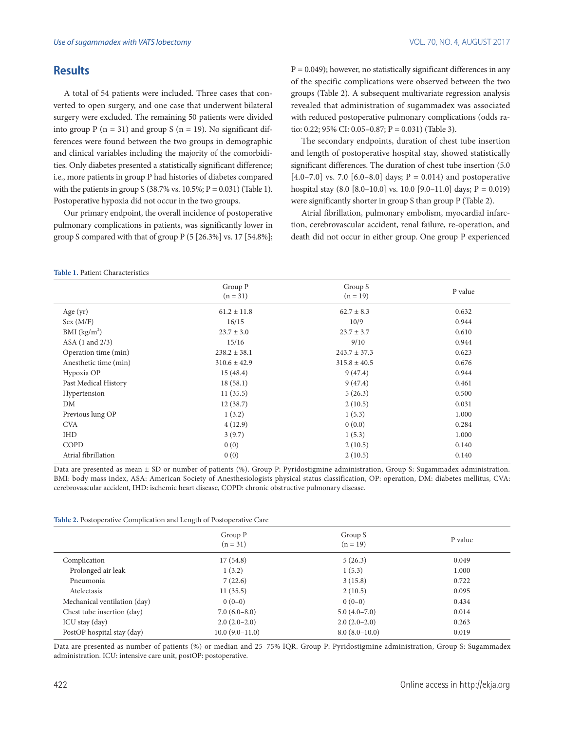## Results

A total of 54 patients were included. Three cases that converted to open surgery, and one case that underwent bilateral surgery were excluded. The remaining 50 patients were divided into group P (n = 31) and group S (n = 19). No significant differences were found between the two groups in demographic and clinical variables including the majority of the comorbidities. Only diabetes presented a statistically significant difference; i.e., more patients in group P had histories of diabetes compared with the patients in group S (38.7% vs. 10.5%; P = 0.031) (Table 1). Postoperative hypoxia did not occur in the two groups.

Our primary endpoint, the overall incidence of postoperative pulmonary complications in patients, was significantly lower in group S compared with that of group P (5 [26.3%] vs. 17 [54.8%]; P = 0.049); however, no statistically significant differences in any of the specific complications were observed between the two groups (Table 2). A subsequent multivariate regression analysis revealed that administration of sugammadex was associated with reduced postoperative pulmonary complications (odds ratio: 0.22; 95% CI: 0.05–0.87; P = 0.031) (Table 3).

The secondary endpoints, duration of chest tube insertion and length of postoperative hospital stay, showed statistically significant differences. The duration of chest tube insertion (5.0 [4.0–7.0] vs. 7.0 [6.0–8.0] days; P = 0.014) and postoperative hospital stay (8.0 [8.0–10.0] vs. 10.0 [9.0–11.0] days; P = 0.019) were significantly shorter in group S than group P (Table 2).

Atrial fibrillation, pulmonary embolism, myocardial infarction, cerebrovascular accident, renal failure, re-operation, and death did not occur in either group. One group P experienced

**Table 1.** Patient Characteristics

| | Group P (n = 31) | Group S (n = 19) | P value |
|---|---|---|---|
| Age (yr) | 61.2 ± 11.8 | 62.7 ± 8.3 | 0.632 |
| Sex (M/F) | 16/15 | 10/9 | 0.944 |
| BMI (kg/m$^2$) | 23.7 ± 3.0 | 23.7 ± 3.7 | 0.610 |
| ASA (1 and 2/3) | 15/16 | 9/10 | 0.944 |
| Operation time (min) | 238.2 ± 38.1 | 243.7 ± 37.3 | 0.623 |
| Anesthetic time (min) | 310.6 ± 42.9 | 315.8 ± 40.5 | 0.676 |
| Hypoxia OP | 15 (48.4) | 9 (47.4) | 0.944 |
| Past Medical History | 18 (58.1) | 9 (47.4) | 0.461 |
| Hypertension | 11 (35.5) | 5 (26.3) | 0.500 |
| DM | 12 (38.7) | 2 (10.5) | 0.031 |
| Previous lung OP | 1 (3.2) | 1 (5.3) | 1.000 |
| CVA | 4 (12.9) | 0 (0.0) | 0.284 |
| IHD | 3 (9.7) | 1 (5.3) | 1.000 |
| COPD | 0 (0) | 2 (10.5) | 0.140 |
| Atrial fibrillation | 0 (0) | 2 (10.5) | 0.140 |

Data are presented as mean ± SD or number of patients (%). Group P: Pyridostigmine administration, Group S: Sugammadex administration. BMI: body mass index, ASA: American Society of Anesthesiologists physical status classification, OP: operation, DM: diabetes mellitus, CVA: cerebrovascular accident, IHD: ischemic heart disease, COPD: chronic obstructive pulmonary disease.

**Table 2.** Postoperative Complication and Length of Postoperative Care

| | Group P (n = 31) | Group S (n = 19) | P value |
|---|---|---|---|
| Complication | 17 (54.8) | 5 (26.3) | 0.049 |
| Prolonged air leak | 1 (3.2) | 1 (5.3) | 1.000 |
| Pneumonia | 7 (22.6) | 3 (15.8) | 0.722 |
| Atelectasis | 11 (35.5) | 2 (10.5) | 0.095 |
| Mechanical ventilation (day) | 0 (0–0) | 0 (0–0) | 0.434 |
| Chest tube insertion (day) | 7.0 (6.0–8.0) | 5.0 (4.0–7.0) | 0.014 |
| ICU stay (day) | 2.0 (2.0–2.0) | 2.0 (2.0–2.0) | 0.263 |
| PostOP hospital stay (day) | 10.0 (9.0–11.0) | 8.0 (8.0–10.0) | 0.019 |

Data are presented as number of patients (%) or median and 25–75% IQR. Group P: Pyridostigmine administration, Group S: Sugammadex administration. ICU: intensive care unit, postOP: postoperative.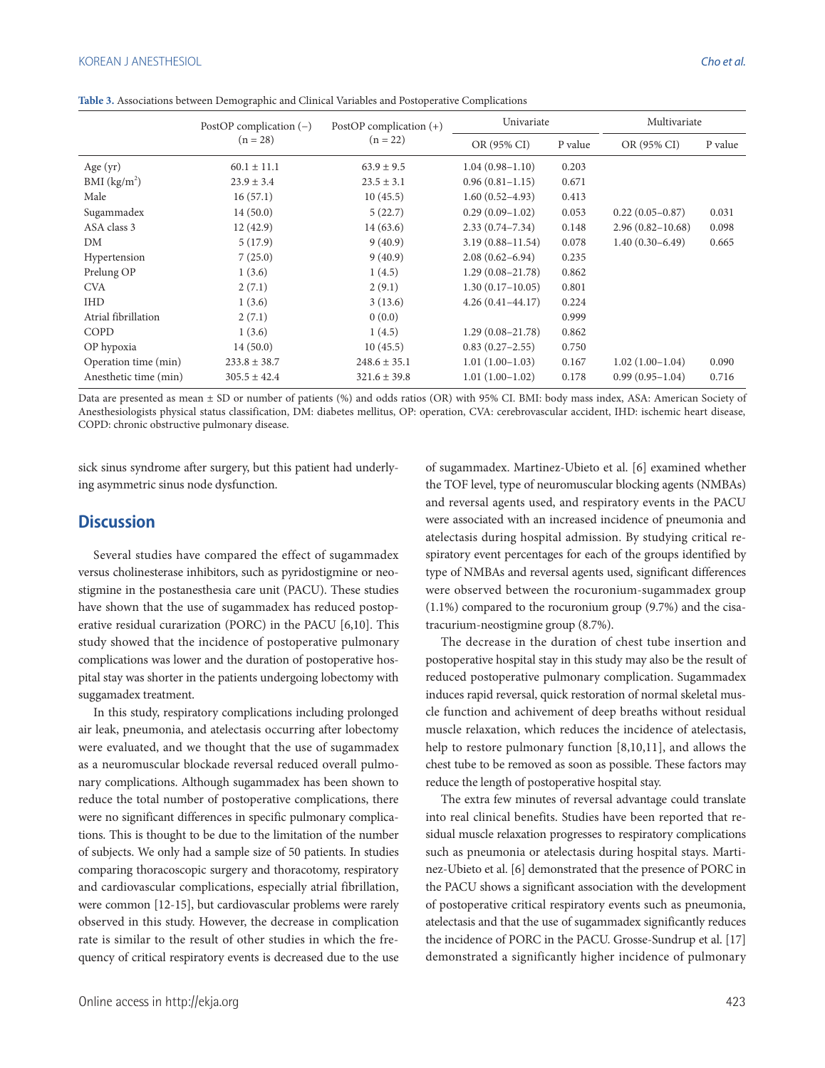**Table 3.** Associations between Demographic and Clinical Variables and Postoperative Complications

| | PostOP complication (−) (n = 28) | PostOP complication (+) (n = 22) | Univariate | | Multivariate | |
|---|---|---|---|---|---|---|
| | | | OR (95% CI) | P value | OR (95% CI) | P value |
| Age (yr) | 60.1 ± 11.1 | 63.9 ± 9.5 | 1.04 (0.98–1.10) | 0.203 | | |
| BMI (kg/m$^2$) | 23.9 ± 3.4 | 23.5 ± 3.1 | 0.96 (0.81–1.15) | 0.671 | | |
| Male | 16 (57.1) | 10 (45.5) | 1.60 (0.52–4.93) | 0.413 | | |
| Sugammadex | 14 (50.0) | 5 (22.7) | 0.29 (0.09–1.02) | 0.053 | 0.22 (0.05–0.87) | 0.031 |
| ASA class 3 | 12 (42.9) | 14 (63.6) | 2.33 (0.74–7.34) | 0.148 | 2.96 (0.82–10.68) | 0.098 |
| DM | 5 (17.9) | 9 (40.9) | 3.19 (0.88–11.54) | 0.078 | 1.40 (0.30–6.49) | 0.665 |
| Hypertension | 7 (25.0) | 9 (40.9) | 2.08 (0.62–6.94) | 0.235 | | |
| Prelung OP | 1 (3.6) | 1 (4.5) | 1.29 (0.08–21.78) | 0.862 | | |
| CVA | 2 (7.1) | 2 (9.1) | 1.30 (0.17–10.05) | 0.801 | | |
| IHD | 1 (3.6) | 3 (13.6) | 4.26 (0.41–44.17) | 0.224 | | |
| Atrial fibrillation | 2 (7.1) | 0 (0.0) | | 0.999 | | |
| COPD | 1 (3.6) | 1 (4.5) | 1.29 (0.08–21.78) | 0.862 | | |
| OP hypoxia | 14 (50.0) | 10 (45.5) | 0.83 (0.27–2.55) | 0.750 | | |
| Operation time (min) | 233.8 ± 38.7 | 248.6 ± 35.1 | 1.01 (1.00–1.03) | 0.167 | 1.02 (1.00–1.04) | 0.090 |
| Anesthetic time (min) | 305.5 ± 42.4 | 321.6 ± 39.8 | 1.01 (1.00–1.02) | 0.178 | 0.99 (0.95–1.04) | 0.716 |

Data are presented as mean ± SD or number of patients (%) and odds ratios (OR) with 95% CI. BMI: body mass index, ASA: American Society of Anesthesiologists physical status classification, DM: diabetes mellitus, OP: operation, CVA: cerebrovascular accident, IHD: ischemic heart disease, COPD: chronic obstructive pulmonary disease.

sick sinus syndrome after surgery, but this patient had underlying asymmetric sinus node dysfunction.

## Discussion

Several studies have compared the effect of sugammadex versus cholinesterase inhibitors, such as pyridostigmine or neostigmine in the postanesthesia care unit (PACU). These studies have shown that the use of sugammadex has reduced postoperative residual curarization (PORC) in the PACU [6,10]. This study showed that the incidence of postoperative pulmonary complications was lower and the duration of postoperative hospital stay was shorter in the patients undergoing lobectomy with suggamadex treatment.

In this study, respiratory complications including prolonged air leak, pneumonia, and atelectasis occurring after lobectomy were evaluated, and we thought that the use of sugammadex as a neuromuscular blockade reversal reduced overall pulmonary complications. Although sugammadex has been shown to reduce the total number of postoperative complications, there were no significant differences in specific pulmonary complications. This is thought to be due to the limitation of the number of subjects. We only had a sample size of 50 patients. In studies comparing thoracoscopic surgery and thoracotomy, respiratory and cardiovascular complications, especially atrial fibrillation, were common [12-15], but cardiovascular problems were rarely observed in this study. However, the decrease in complication rate is similar to the result of other studies in which the frequency of critical respiratory events is decreased due to the use of sugammadex. Martinez-Ubieto et al. [6] examined whether the TOF level, type of neuromuscular blocking agents (NMBAs) and reversal agents used, and respiratory events in the PACU were associated with an increased incidence of pneumonia and atelectasis during hospital admission. By studying critical respiratory event percentages for each of the groups identified by type of NMBAs and reversal agents used, significant differences were observed between the rocuronium-sugammadex group (1.1%) compared to the rocuronium group (9.7%) and the cisatracurium-neostigmine group (8.7%).

The decrease in the duration of chest tube insertion and postoperative hospital stay in this study may also be the result of reduced postoperative pulmonary complication. Sugammadex induces rapid reversal, quick restoration of normal skeletal muscle function and achievement of deep breaths without residual muscle relaxation, which reduces the incidence of atelectasis, help to restore pulmonary function [8,10,11], and allows the chest tube to be removed as soon as possible. These factors may reduce the length of postoperative hospital stay.

The extra few minutes of reversal advantage could translate into real clinical benefits. Studies have been reported that residual muscle relaxation progresses to respiratory complications such as pneumonia or atelectasis during hospital stays. Martinez-Ubieto et al. [6] demonstrated that the presence of PORC in the PACU shows a significant association with the development of postoperative critical respiratory events such as pneumonia, atelectasis and that the use of sugammadex significantly reduces the incidence of PORC in the PACU. Grosse-Sundrup et al. [17] demonstrated a significantly higher incidence of pulmonary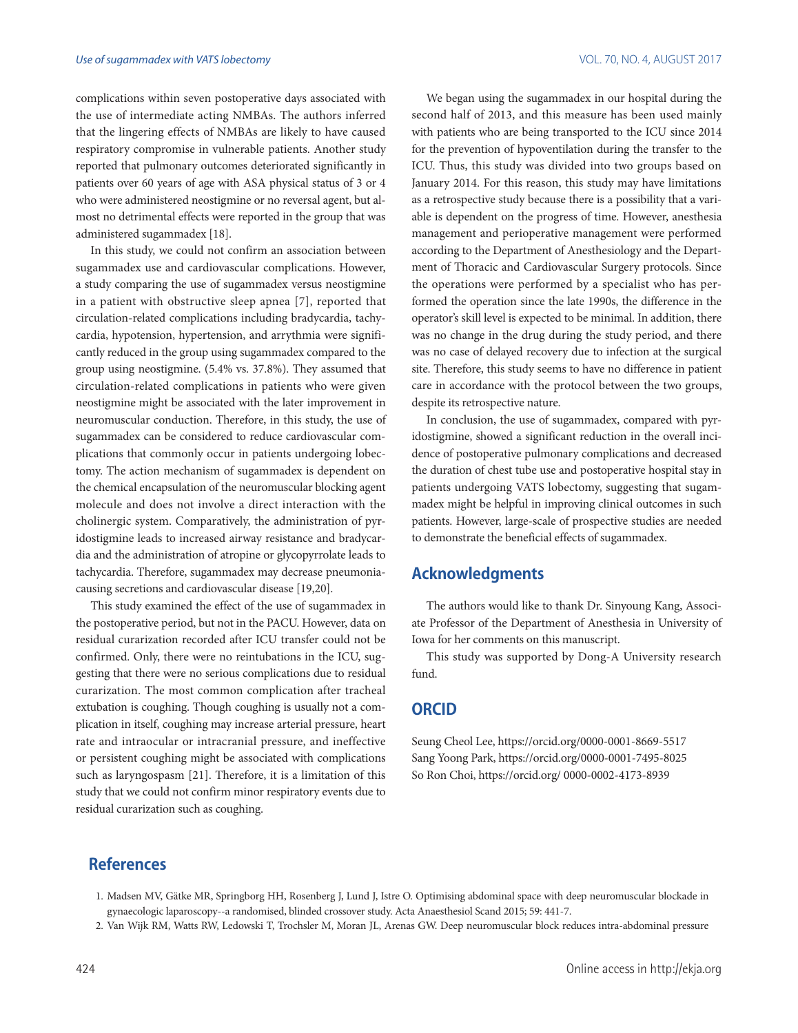complications within seven postoperative days associated with the use of intermediate acting NMBAs. The authors inferred that the lingering effects of NMBAs are likely to have caused respiratory compromise in vulnerable patients. Another study reported that pulmonary outcomes deteriorated significantly in patients over 60 years of age with ASA physical status of 3 or 4 who were administered neostigmine or no reversal agent, but almost no detrimental effects were reported in the group that was administered sugammadex [18].

In this study, we could not confirm an association between sugammadex use and cardiovascular complications. However, a study comparing the use of sugammadex versus neostigmine in a patient with obstructive sleep apnea [7], reported that circulation-related complications including bradycardia, tachycardia, hypotension, hypertension, and arrythmia were significantly reduced in the group using sugammadex compared to the group using neostigmine. (5.4% vs. 37.8%). They assumed that circulation-related complications in patients who were given neostigmine might be associated with the later improvement in neuromuscular conduction. Therefore, in this study, the use of sugammadex can be considered to reduce cardiovascular complications that commonly occur in patients undergoing lobectomy. The action mechanism of sugammadex is dependent on the chemical encapsulation of the neuromuscular blocking agent molecule and does not involve a direct interaction with the cholinergic system. Comparatively, the administration of pyridostigmine leads to increased airway resistance and bradycardia and the administration of atropine or glycopyrrolate leads to tachycardia. Therefore, sugammadex may decrease pneumonia-causing secretions and cardiovascular disease [19,20].

This study examined the effect of the use of sugammadex in the postoperative period, but not in the PACU. However, data on residual curarization recorded after ICU transfer could not be confirmed. Only, there were no reintubations in the ICU, suggesting that there were no serious complications due to residual curarization. The most common complication after tracheal extubation is coughing. Though coughing is usually not a complication in itself, coughing may increase arterial pressure, heart rate and intraocular or intracranial pressure, and ineffective or persistent coughing might be associated with complications such as laryngospasm [21]. Therefore, it is a limitation of this study that we could not confirm minor respiratory events due to residual curarization such as coughing.

We began using the sugammadex in our hospital during the second half of 2013, and this measure has been used mainly with patients who are being transported to the ICU since 2014 for the prevention of hypoventilation during the transfer to the ICU. Thus, this study was divided into two groups based on January 2014. For this reason, this study may have limitations as a retrospective study because there is a possibility that a variable is dependent on the progress of time. However, anesthesia management and perioperative management were performed according to the Department of Anesthesiology and the Department of Thoracic and Cardiovascular Surgery protocols. Since the operations were performed by a specialist who has performed the operation since the late 1990s, the difference in the operator's skill level is expected to be minimal. In addition, there was no change in the drug during the study period, and there was no case of delayed recovery due to infection at the surgical site. Therefore, this study seems to have no difference in patient care in accordance with the protocol between the two groups, despite its retrospective nature.

In conclusion, the use of sugammadex, compared with pyridostigmine, showed a significant reduction in the overall incidence of postoperative pulmonary complications and decreased the duration of chest tube use and postoperative hospital stay in patients undergoing VATS lobectomy, suggesting that sugammadex might be helpful in improving clinical outcomes in such patients. However, large-scale of prospective studies are needed to demonstrate the beneficial effects of sugammadex.

## Acknowledgments

The authors would like to thank Dr. Sinyoung Kang, Associate Professor of the Department of Anesthesia in University of Iowa for her comments on this manuscript.

This study was supported by Dong-A University research fund.

## ORCID

Seung Cheol Lee, https://orcid.org/0000-0001-8669-5517
Sang Yoong Park, https://orcid.org/0000-0001-7495-8025
So Ron Choi, https://orcid.org/ 0000-0002-4173-8939

## References

1. Madsen MV, Gätke MR, Springborg HH, Rosenberg J, Lund J, Istre O. Optimising abdominal space with deep neuromuscular blockade in gynaecologic laparoscopy--a randomised, blinded crossover study. Acta Anaesthesiol Scand 2015; 59: 441-7.
2. Van Wijk RM, Watts RW, Ledowski T, Trochsler M, Moran JL, Arenas GW. Deep neuromuscular block reduces intra-abdominal pressure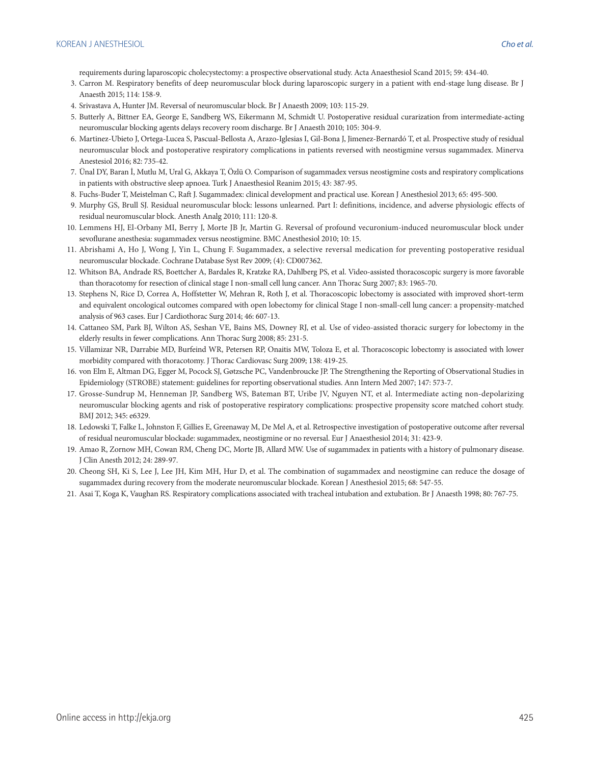requirements during laparoscopic cholecystectomy: a prospective observational study. Acta Anaesthesiol Scand 2015; 59: 434-40.

3. Carron M. Respiratory benefits of deep neuromuscular block during laparoscopic surgery in a patient with end-stage lung disease. Br J Anaesth 2015; 114: 158-9.
4. Srivastava A, Hunter JM. Reversal of neuromuscular block. Br J Anaesth 2009; 103: 115-29.
5. Butterly A, Bittner EA, George E, Sandberg WS, Eikermann M, Schmidt U. Postoperative residual curarization from intermediate-acting neuromuscular blocking agents delays recovery room discharge. Br J Anaesth 2010; 105: 304-9.
6. Martinez-Ubieto J, Ortega-Lucea S, Pascual-Bellosta A, Arazo-Iglesias I, Gil-Bona J, Jimenez-Bernardó T, et al. Prospective study of residual neuromuscular block and postoperative respiratory complications in patients reversed with neostigmine versus sugammadex. Minerva Anestesiol 2016; 82: 735-42.
7. Ünal DY, Baran İ, Mutlu M, Ural G, Akkaya T, Özlü O. Comparison of sugammadex versus neostigmine costs and respiratory complications in patients with obstructive sleep apnoea. Turk J Anaesthesiol Reanim 2015; 43: 387-95.
8. Fuchs-Buder T, Meistelman C, Raft J. Sugammadex: clinical development and practical use. Korean J Anesthesiol 2013; 65: 495-500.
9. Murphy GS, Brull SJ. Residual neuromuscular block: lessons unlearned. Part I: definitions, incidence, and adverse physiologic effects of residual neuromuscular block. Anesth Analg 2010; 111: 120-8.
10. Lemmens HJ, El-Orbany MI, Berry J, Morte JB Jr, Martin G. Reversal of profound vecuronium-induced neuromuscular block under sevoflurane anesthesia: sugammadex versus neostigmine. BMC Anesthesiol 2010; 10: 15.
11. Abrishami A, Ho J, Wong J, Yin L, Chung F. Sugammadex, a selective reversal medication for preventing postoperative residual neuromuscular blockade. Cochrane Database Syst Rev 2009; (4): CD007362.
12. Whitson BA, Andrade RS, Boettcher A, Bardales R, Kratzke RA, Dahlberg PS, et al. Video-assisted thoracoscopic surgery is more favorable than thoracotomy for resection of clinical stage I non-small cell lung cancer. Ann Thorac Surg 2007; 83: 1965-70.
13. Stephens N, Rice D, Correa A, Hoffstetter W, Mehran R, Roth J, et al. Thoracoscopic lobectomy is associated with improved short-term and equivalent oncological outcomes compared with open lobectomy for clinical Stage I non-small-cell lung cancer: a propensity-matched analysis of 963 cases. Eur J Cardiothorac Surg 2014; 46: 607-13.
14. Cattaneo SM, Park BJ, Wilton AS, Seshan VE, Bains MS, Downey RJ, et al. Use of video-assisted thoracic surgery for lobectomy in the elderly results in fewer complications. Ann Thorac Surg 2008; 85: 231-5.
15. Villamizar NR, Darrabie MD, Burfeind WR, Petersen RP, Onaitis MW, Toloza E, et al. Thoracoscopic lobectomy is associated with lower morbidity compared with thoracotomy. J Thorac Cardiovasc Surg 2009; 138: 419-25.
16. von Elm E, Altman DG, Egger M, Pocock SJ, Gøtzsche PC, Vandenbroucke JP. The Strengthening the Reporting of Observational Studies in Epidemiology (STROBE) statement: guidelines for reporting observational studies. Ann Intern Med 2007; 147: 573-7.
17. Grosse-Sundrup M, Henneman JP, Sandberg WS, Bateman BT, Uribe JV, Nguyen NT, et al. Intermediate acting non-depolarizing neuromuscular blocking agents and risk of postoperative respiratory complications: prospective propensity score matched cohort study. BMJ 2012; 345: e6329.
18. Ledowski T, Falke L, Johnston F, Gillies E, Greenaway M, De Mel A, et al. Retrospective investigation of postoperative outcome after reversal of residual neuromuscular blockade: sugammadex, neostigmine or no reversal. Eur J Anaesthesiol 2014; 31: 423-9.
19. Amao R, Zornow MH, Cowan RM, Cheng DC, Morte JB, Allard MW. Use of sugammadex in patients with a history of pulmonary disease. J Clin Anesth 2012; 24: 289-97.
20. Cheong SH, Ki S, Lee J, Lee JH, Kim MH, Hur D, et al. The combination of sugammadex and neostigmine can reduce the dosage of sugammadex during recovery from the moderate neuromuscular blockade. Korean J Anesthesiol 2015; 68: 547-55.
21. Asai T, Koga K, Vaughan RS. Respiratory complications associated with tracheal intubation and extubation. Br J Anaesth 1998; 80: 767-75.